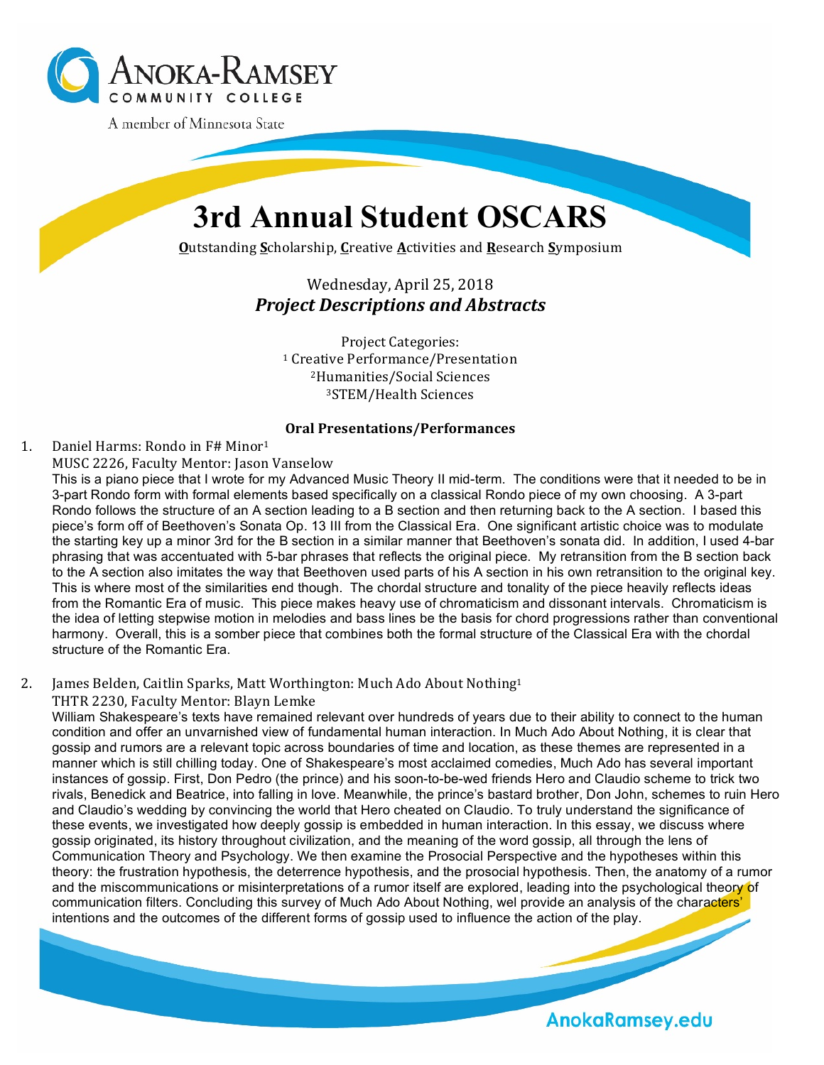Anoka-Ramsey Community College

A member of Minnesota State

# 3rd Annual Student OSCARS

**O**utstanding **S**cholarship, **C**reative **A**ctivities and **R**esearch **S**ymposium

Wednesday, April 25, 2018

***Project Descriptions and Abstracts***

Project Categories:
[1] Creative Performance/Presentation
[2] Humanities/Social Sciences
[3] STEM/Health Sciences

### Oral Presentations/Performances

1. Daniel Harms: Rondo in F# Minor[1]
   MUSC 2226, Faculty Mentor: Jason Vanselow
   This is a piano piece that I wrote for my Advanced Music Theory II mid-term. The conditions were that it needed to be in 3-part Rondo form with formal elements based specifically on a classical Rondo piece of my own choosing. A 3-part Rondo follows the structure of an A section leading to a B section and then returning back to the A section. I based this piece's form off of Beethoven's Sonata Op. 13 III from the Classical Era. One significant artistic choice was to modulate the starting key up a minor 3rd for the B section in a similar manner that Beethoven's sonata did. In addition, I used 4-bar phrasing that was accentuated with 5-bar phrases that reflects the original piece. My retransition from the B section back to the A section also imitates the way that Beethoven used parts of his A section in his own retransition to the original key. This is where most of the similarities end though. The chordal structure and tonality of the piece heavily reflects ideas from the Romantic Era of music. This piece makes heavy use of chromaticism and dissonant intervals. Chromaticism is the idea of letting stepwise motion in melodies and bass lines be the basis for chord progressions rather than conventional harmony. Overall, this is a somber piece that combines both the formal structure of the Classical Era with the chordal structure of the Romantic Era.

2. James Belden, Caitlin Sparks, Matt Worthington: Much Ado About Nothing[1]
   THTR 2230, Faculty Mentor: Blayn Lemke
   William Shakespeare's texts have remained relevant over hundreds of years due to their ability to connect to the human condition and offer an unvarnished view of fundamental human interaction. In Much Ado About Nothing, it is clear that gossip and rumors are a relevant topic across boundaries of time and location, as these themes are represented in a manner which is still chilling today. One of Shakespeare's most acclaimed comedies, Much Ado has several important instances of gossip. First, Don Pedro (the prince) and his soon-to-be-wed friends Hero and Claudio scheme to trick two rivals, Benedick and Beatrice, into falling in love. Meanwhile, the prince's bastard brother, Don John, schemes to ruin Hero and Claudio's wedding by convincing the world that Hero cheated on Claudio. To truly understand the significance of these events, we investigated how deeply gossip is embedded in human interaction. In this essay, we discuss where gossip originated, its history throughout civilization, and the meaning of the word gossip, all through the lens of Communication Theory and Psychology. We then examine the Prosocial Perspective and the hypotheses within this theory: the frustration hypothesis, the deterrence hypothesis, and the prosocial hypothesis. Then, the anatomy of a rumor and the miscommunications or misinterpretations of a rumor itself are explored, leading into the psychological theory of communication filters. Concluding this survey of Much Ado About Nothing, wel provide an analysis of the characters' intentions and the outcomes of the different forms of gossip used to influence the action of the play.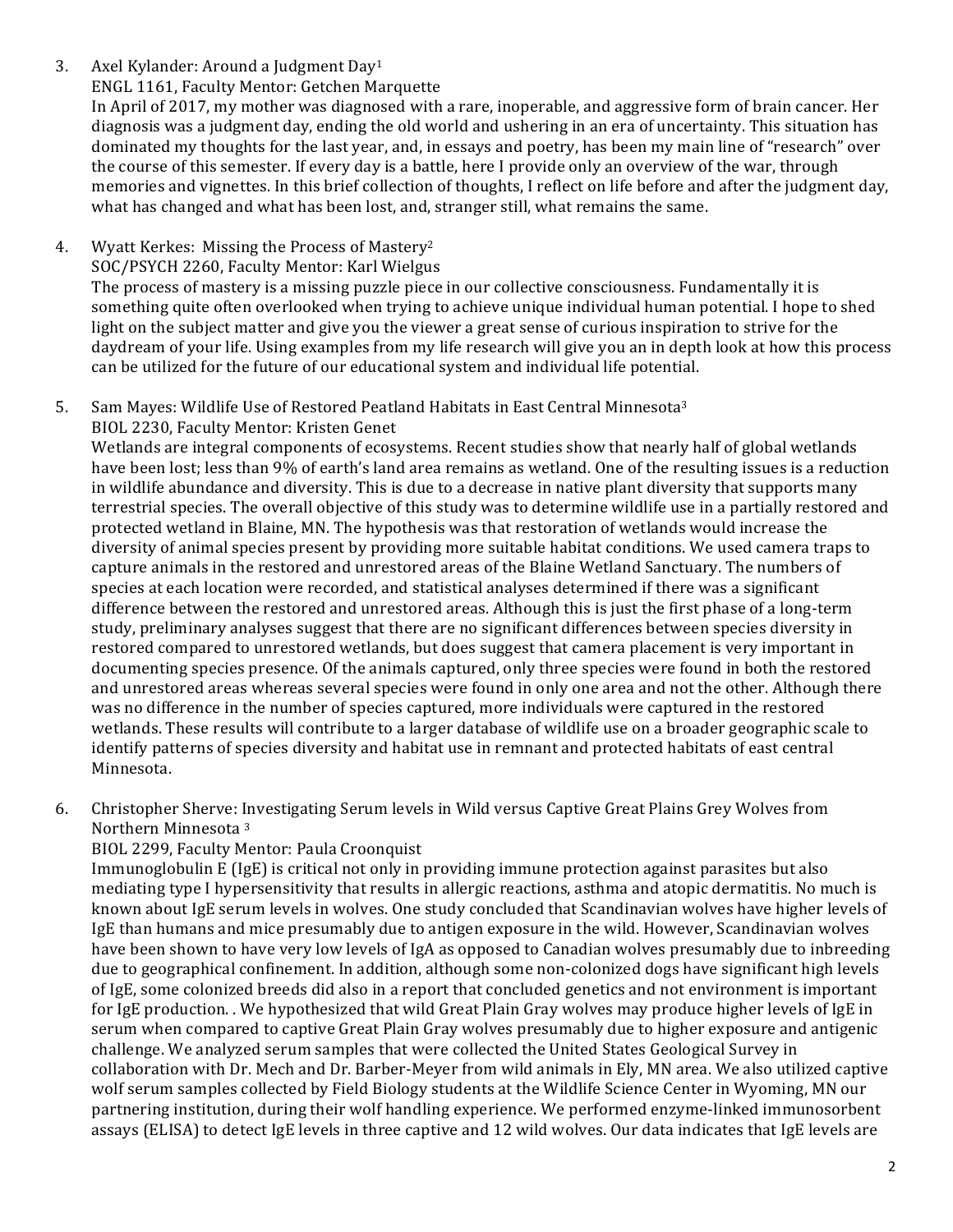3. Axel Kylander: Around a Judgment Day[1]
   ENGL 1161, Faculty Mentor: Getchen Marquette
   In April of 2017, my mother was diagnosed with a rare, inoperable, and aggressive form of brain cancer. Her diagnosis was a judgment day, ending the old world and ushering in an era of uncertainty. This situation has dominated my thoughts for the last year, and, in essays and poetry, has been my main line of "research" over the course of this semester. If every day is a battle, here I provide only an overview of the war, through memories and vignettes. In this brief collection of thoughts, I reflect on life before and after the judgment day, what has changed and what has been lost, and, stranger still, what remains the same.

4. Wyatt Kerkes: Missing the Process of Mastery[2]
   SOC/PSYCH 2260, Faculty Mentor: Karl Wielgus
   The process of mastery is a missing puzzle piece in our collective consciousness. Fundamentally it is something quite often overlooked when trying to achieve unique individual human potential. I hope to shed light on the subject matter and give you the viewer a great sense of curious inspiration to strive for the daydream of your life. Using examples from my life research will give you an in depth look at how this process can be utilized for the future of our educational system and individual life potential.

5. Sam Mayes: Wildlife Use of Restored Peatland Habitats in East Central Minnesota[3]
   BIOL 2230, Faculty Mentor: Kristen Genet
   Wetlands are integral components of ecosystems. Recent studies show that nearly half of global wetlands have been lost; less than 9% of earth's land area remains as wetland. One of the resulting issues is a reduction in wildlife abundance and diversity. This is due to a decrease in native plant diversity that supports many terrestrial species. The overall objective of this study was to determine wildlife use in a partially restored and protected wetland in Blaine, MN. The hypothesis was that restoration of wetlands would increase the diversity of animal species present by providing more suitable habitat conditions. We used camera traps to capture animals in the restored and unrestored areas of the Blaine Wetland Sanctuary. The numbers of species at each location were recorded, and statistical analyses determined if there was a significant difference between the restored and unrestored areas. Although this is just the first phase of a long-term study, preliminary analyses suggest that there are no significant differences between species diversity in restored compared to unrestored wetlands, but does suggest that camera placement is very important in documenting species presence. Of the animals captured, only three species were found in both the restored and unrestored areas whereas several species were found in only one area and not the other. Although there was no difference in the number of species captured, more individuals were captured in the restored wetlands. These results will contribute to a larger database of wildlife use on a broader geographic scale to identify patterns of species diversity and habitat use in remnant and protected habitats of east central Minnesota.

6. Christopher Sherve: Investigating Serum levels in Wild versus Captive Great Plains Grey Wolves from Northern Minnesota [3]
   BIOL 2299, Faculty Mentor: Paula Croonquist
   Immunoglobulin E (IgE) is critical not only in providing immune protection against parasites but also mediating type I hypersensitivity that results in allergic reactions, asthma and atopic dermatitis. No much is known about IgE serum levels in wolves. One study concluded that Scandinavian wolves have higher levels of IgE than humans and mice presumably due to antigen exposure in the wild. However, Scandinavian wolves have been shown to have very low levels of IgA as opposed to Canadian wolves presumably due to inbreeding due to geographical confinement. In addition, although some non-colonized dogs have significant high levels of IgE, some colonized breeds did also in a report that concluded genetics and not environment is important for IgE production. . We hypothesized that wild Great Plain Gray wolves may produce higher levels of IgE in serum when compared to captive Great Plain Gray wolves presumably due to higher exposure and antigenic challenge. We analyzed serum samples that were collected the United States Geological Survey in collaboration with Dr. Mech and Dr. Barber-Meyer from wild animals in Ely, MN area. We also utilized captive wolf serum samples collected by Field Biology students at the Wildlife Science Center in Wyoming, MN our partnering institution, during their wolf handling experience. We performed enzyme-linked immunosorbent assays (ELISA) to detect IgE levels in three captive and 12 wild wolves. Our data indicates that IgE levels are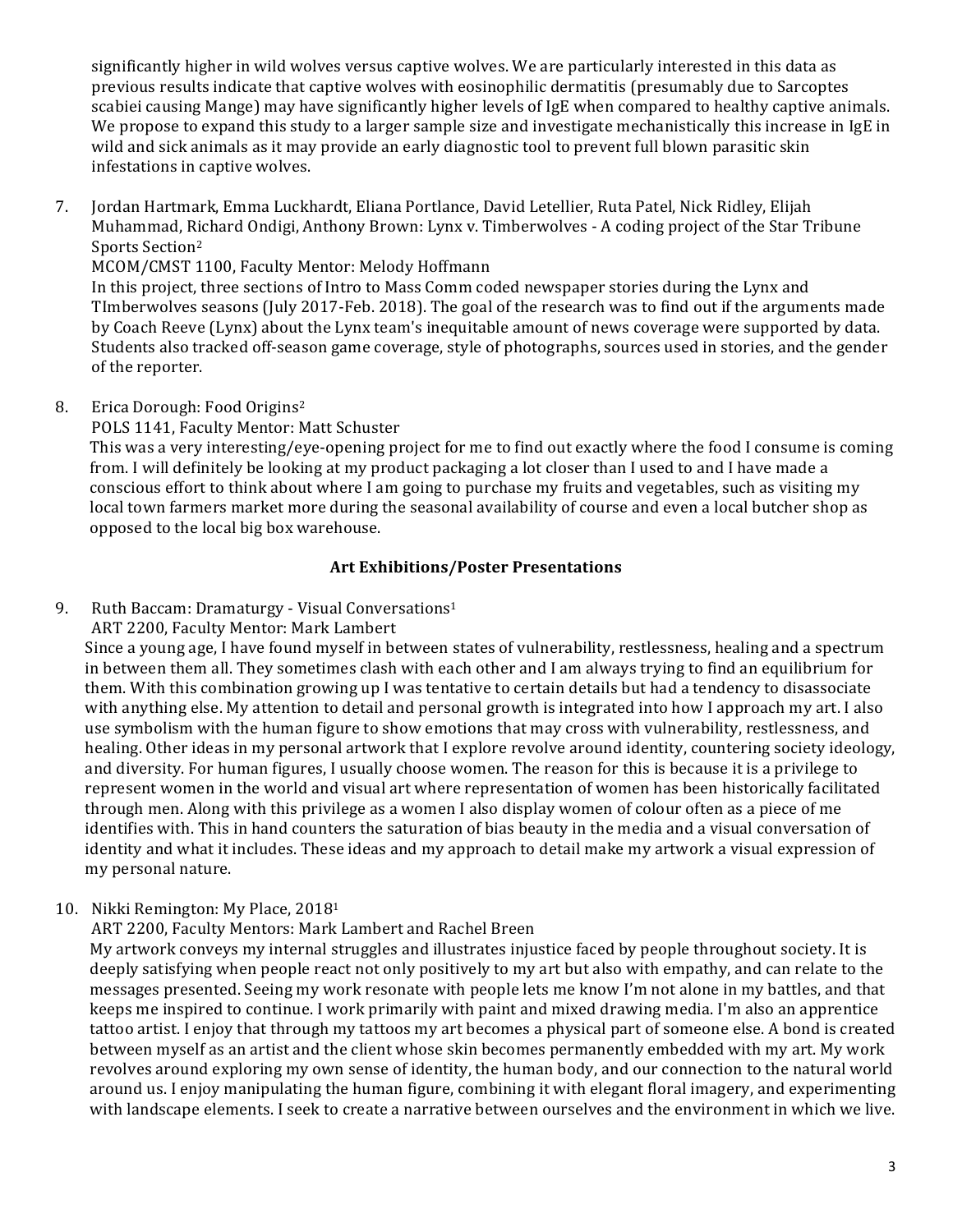significantly higher in wild wolves versus captive wolves. We are particularly interested in this data as previous results indicate that captive wolves with eosinophilic dermatitis (presumably due to Sarcoptes scabiei causing Mange) may have significantly higher levels of IgE when compared to healthy captive animals. We propose to expand this study to a larger sample size and investigate mechanistically this increase in IgE in wild and sick animals as it may provide an early diagnostic tool to prevent full blown parasitic skin infestations in captive wolves.

7. Jordan Hartmark, Emma Luckhardt, Eliana Portlance, David Letellier, Ruta Patel, Nick Ridley, Elijah Muhammad, Richard Ondigi, Anthony Brown: Lynx v. Timberwolves - A coding project of the Star Tribune Sports Section[2]
   MCOM/CMST 1100, Faculty Mentor: Melody Hoffmann
   In this project, three sections of Intro to Mass Comm coded newspaper stories during the Lynx and TImberwolves seasons (July 2017-Feb. 2018). The goal of the research was to find out if the arguments made by Coach Reeve (Lynx) about the Lynx team's inequitable amount of news coverage were supported by data. Students also tracked off-season game coverage, style of photographs, sources used in stories, and the gender of the reporter.

8. Erica Dorough: Food Origins[2]
   POLS 1141, Faculty Mentor: Matt Schuster
   This was a very interesting/eye-opening project for me to find out exactly where the food I consume is coming from. I will definitely be looking at my product packaging a lot closer than I used to and I have made a conscious effort to think about where I am going to purchase my fruits and vegetables, such as visiting my local town farmers market more during the seasonal availability of course and even a local butcher shop as opposed to the local big box warehouse.

### Art Exhibitions/Poster Presentations

9. Ruth Baccam: Dramaturgy - Visual Conversations[1]
   ART 2200, Faculty Mentor: Mark Lambert
   Since a young age, I have found myself in between states of vulnerability, restlessness, healing and a spectrum in between them all. They sometimes clash with each other and I am always trying to find an equilibrium for them. With this combination growing up I was tentative to certain details but had a tendency to disassociate with anything else. My attention to detail and personal growth is integrated into how I approach my art. I also use symbolism with the human figure to show emotions that may cross with vulnerability, restlessness, and healing. Other ideas in my personal artwork that I explore revolve around identity, countering society ideology, and diversity. For human figures, I usually choose women. The reason for this is because it is a privilege to represent women in the world and visual art where representation of women has been historically facilitated through men. Along with this privilege as a women I also display women of colour often as a piece of me identifies with. This in hand counters the saturation of bias beauty in the media and a visual conversation of identity and what it includes. These ideas and my approach to detail make my artwork a visual expression of my personal nature.

10. Nikki Remington: My Place, 2018[1]
    ART 2200, Faculty Mentors: Mark Lambert and Rachel Breen
    My artwork conveys my internal struggles and illustrates injustice faced by people throughout society. It is deeply satisfying when people react not only positively to my art but also with empathy, and can relate to the messages presented. Seeing my work resonate with people lets me know I'm not alone in my battles, and that keeps me inspired to continue. I work primarily with paint and mixed drawing media. I'm also an apprentice tattoo artist. I enjoy that through my tattoos my art becomes a physical part of someone else. A bond is created between myself as an artist and the client whose skin becomes permanently embedded with my art. My work revolves around exploring my own sense of identity, the human body, and our connection to the natural world around us. I enjoy manipulating the human figure, combining it with elegant floral imagery, and experimenting with landscape elements. I seek to create a narrative between ourselves and the environment in which we live.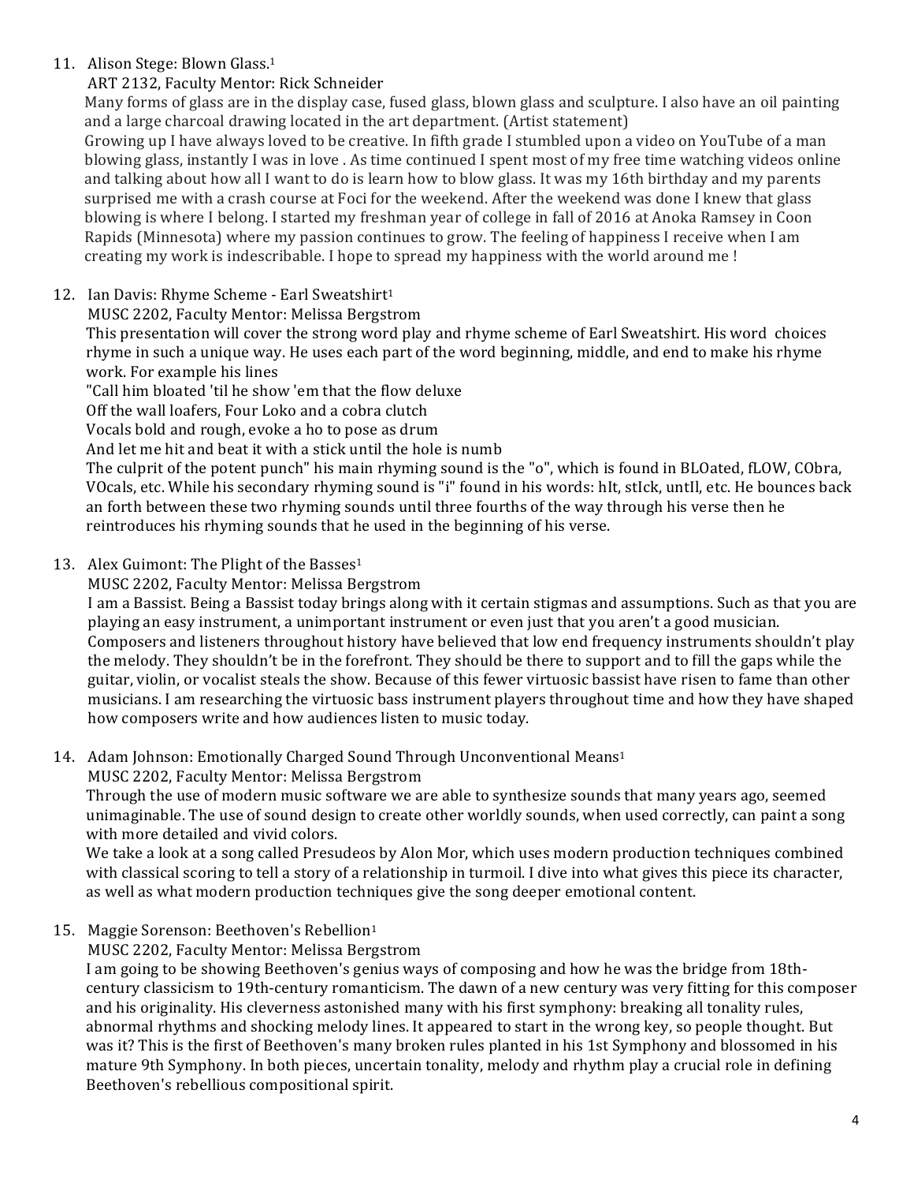11. Alison Stege: Blown Glass.[1]
    ART 2132, Faculty Mentor: Rick Schneider
    Many forms of glass are in the display case, fused glass, blown glass and sculpture. I also have an oil painting and a large charcoal drawing located in the art department. (Artist statement)
    Growing up I have always loved to be creative. In fifth grade I stumbled upon a video on YouTube of a man blowing glass, instantly I was in love . As time continued I spent most of my free time watching videos online and talking about how all I want to do is learn how to blow glass. It was my 16th birthday and my parents surprised me with a crash course at Foci for the weekend. After the weekend was done I knew that glass blowing is where I belong. I started my freshman year of college in fall of 2016 at Anoka Ramsey in Coon Rapids (Minnesota) where my passion continues to grow. The feeling of happiness I receive when I am creating my work is indescribable. I hope to spread my happiness with the world around me !

12. Ian Davis: Rhyme Scheme - Earl Sweatshirt[1]
    MUSC 2202, Faculty Mentor: Melissa Bergstrom
    This presentation will cover the strong word play and rhyme scheme of Earl Sweatshirt. His word choices rhyme in such a unique way. He uses each part of the word beginning, middle, and end to make his rhyme work. For example his lines
    "Call him bloated 'til he show 'em that the flow deluxe
    Off the wall loafers, Four Loko and a cobra clutch
    Vocals bold and rough, evoke a ho to pose as drum
    And let me hit and beat it with a stick until the hole is numb
    The culprit of the potent punch" his main rhyming sound is the "o", which is found in BLOated, fLOW, CObra, VOcals, etc. While his secondary rhyming sound is "i" found in his words: hIt, stIck, untIl, etc. He bounces back an forth between these two rhyming sounds until three fourths of the way through his verse then he reintroduces his rhyming sounds that he used in the beginning of his verse.

13. Alex Guimont: The Plight of the Basses[1]
    MUSC 2202, Faculty Mentor: Melissa Bergstrom
    I am a Bassist. Being a Bassist today brings along with it certain stigmas and assumptions. Such as that you are playing an easy instrument, a unimportant instrument or even just that you aren't a good musician. Composers and listeners throughout history have believed that low end frequency instruments shouldn't play the melody. They shouldn't be in the forefront. They should be there to support and to fill the gaps while the guitar, violin, or vocalist steals the show. Because of this fewer virtuosic bassist have risen to fame than other musicians. I am researching the virtuosic bass instrument players throughout time and how they have shaped how composers write and how audiences listen to music today.

14. Adam Johnson: Emotionally Charged Sound Through Unconventional Means[1]
    MUSC 2202, Faculty Mentor: Melissa Bergstrom
    Through the use of modern music software we are able to synthesize sounds that many years ago, seemed unimaginable. The use of sound design to create other worldly sounds, when used correctly, can paint a song with more detailed and vivid colors.
    We take a look at a song called Presudeos by Alon Mor, which uses modern production techniques combined with classical scoring to tell a story of a relationship in turmoil. I dive into what gives this piece its character, as well as what modern production techniques give the song deeper emotional content.

15. Maggie Sorenson: Beethoven's Rebellion[1]
    MUSC 2202, Faculty Mentor: Melissa Bergstrom
    I am going to be showing Beethoven's genius ways of composing and how he was the bridge from 18th-century classicism to 19th-century romanticism. The dawn of a new century was very fitting for this composer and his originality. His cleverness astonished many with his first symphony: breaking all tonality rules, abnormal rhythms and shocking melody lines. It appeared to start in the wrong key, so people thought. But was it? This is the first of Beethoven's many broken rules planted in his 1st Symphony and blossomed in his mature 9th Symphony. In both pieces, uncertain tonality, melody and rhythm play a crucial role in defining Beethoven's rebellious compositional spirit.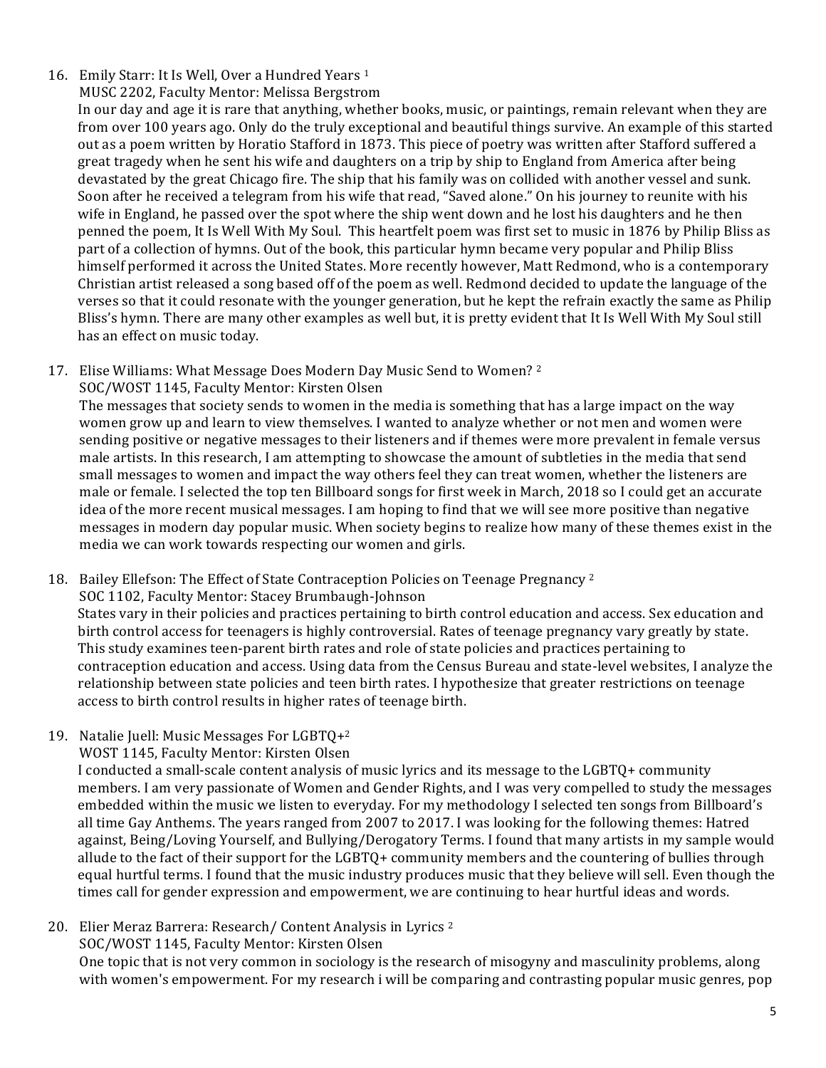16. Emily Starr: It Is Well, Over a Hundred Years [1]
    MUSC 2202, Faculty Mentor: Melissa Bergstrom
    In our day and age it is rare that anything, whether books, music, or paintings, remain relevant when they are from over 100 years ago. Only do the truly exceptional and beautiful things survive. An example of this started out as a poem written by Horatio Stafford in 1873. This piece of poetry was written after Stafford suffered a great tragedy when he sent his wife and daughters on a trip by ship to England from America after being devastated by the great Chicago fire. The ship that his family was on collided with another vessel and sunk. Soon after he received a telegram from his wife that read, "Saved alone." On his journey to reunite with his wife in England, he passed over the spot where the ship went down and he lost his daughters and he then penned the poem, It Is Well With My Soul. This heartfelt poem was first set to music in 1876 by Philip Bliss as part of a collection of hymns. Out of the book, this particular hymn became very popular and Philip Bliss himself performed it across the United States. More recently however, Matt Redmond, who is a contemporary Christian artist released a song based off of the poem as well. Redmond decided to update the language of the verses so that it could resonate with the younger generation, but he kept the refrain exactly the same as Philip Bliss's hymn. There are many other examples as well but, it is pretty evident that It Is Well With My Soul still has an effect on music today.

17. Elise Williams: What Message Does Modern Day Music Send to Women? [2]
    SOC/WOST 1145, Faculty Mentor: Kirsten Olsen
    The messages that society sends to women in the media is something that has a large impact on the way women grow up and learn to view themselves. I wanted to analyze whether or not men and women were sending positive or negative messages to their listeners and if themes were more prevalent in female versus male artists. In this research, I am attempting to showcase the amount of subtleties in the media that send small messages to women and impact the way others feel they can treat women, whether the listeners are male or female. I selected the top ten Billboard songs for first week in March, 2018 so I could get an accurate idea of the more recent musical messages. I am hoping to find that we will see more positive than negative messages in modern day popular music. When society begins to realize how many of these themes exist in the media we can work towards respecting our women and girls.

18. Bailey Ellefson: The Effect of State Contraception Policies on Teenage Pregnancy [2]
    SOC 1102, Faculty Mentor: Stacey Brumbaugh-Johnson
    States vary in their policies and practices pertaining to birth control education and access. Sex education and birth control access for teenagers is highly controversial. Rates of teenage pregnancy vary greatly by state. This study examines teen-parent birth rates and role of state policies and practices pertaining to contraception education and access. Using data from the Census Bureau and state-level websites, I analyze the relationship between state policies and teen birth rates. I hypothesize that greater restrictions on teenage access to birth control results in higher rates of teenage birth.

19. Natalie Juell: Music Messages For LGBTQ+[2]
    WOST 1145, Faculty Mentor: Kirsten Olsen
    I conducted a small-scale content analysis of music lyrics and its message to the LGBTQ+ community members. I am very passionate of Women and Gender Rights, and I was very compelled to study the messages embedded within the music we listen to everyday. For my methodology I selected ten songs from Billboard's all time Gay Anthems. The years ranged from 2007 to 2017. I was looking for the following themes: Hatred against, Being/Loving Yourself, and Bullying/Derogatory Terms. I found that many artists in my sample would allude to the fact of their support for the LGBTQ+ community members and the countering of bullies through equal hurtful terms. I found that the music industry produces music that they believe will sell. Even though the times call for gender expression and empowerment, we are continuing to hear hurtful ideas and words.

20. Elier Meraz Barrera: Research/ Content Analysis in Lyrics [2]
    SOC/WOST 1145, Faculty Mentor: Kirsten Olsen
    One topic that is not very common in sociology is the research of misogyny and masculinity problems, along with women's empowerment. For my research i will be comparing and contrasting popular music genres, pop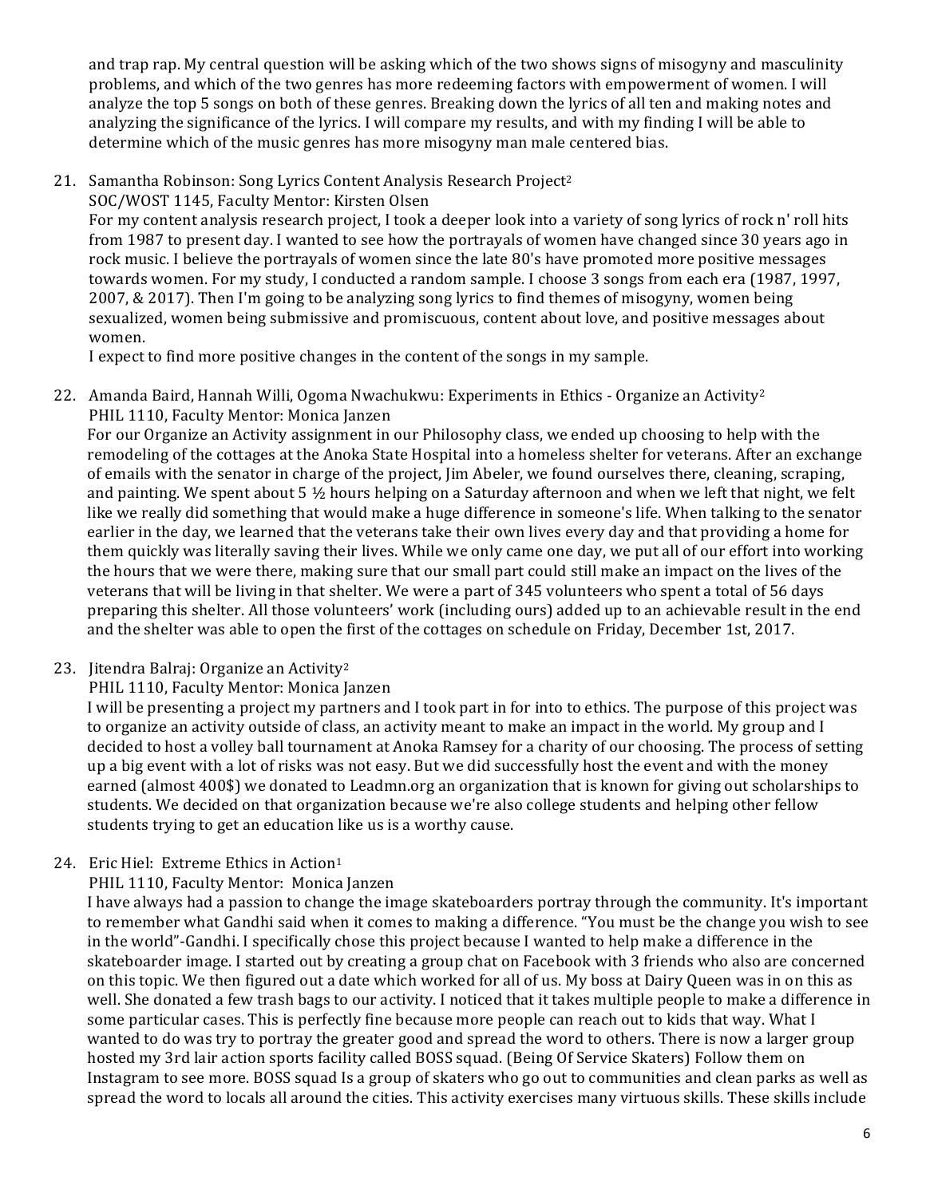and trap rap. My central question will be asking which of the two shows signs of misogyny and masculinity problems, and which of the two genres has more redeeming factors with empowerment of women. I will analyze the top 5 songs on both of these genres. Breaking down the lyrics of all ten and making notes and analyzing the significance of the lyrics. I will compare my results, and with my finding I will be able to determine which of the music genres has more misogyny man male centered bias.

21. Samantha Robinson: Song Lyrics Content Analysis Research Project[2]
    SOC/WOST 1145, Faculty Mentor: Kirsten Olsen
    For my content analysis research project, I took a deeper look into a variety of song lyrics of rock n' roll hits from 1987 to present day. I wanted to see how the portrayals of women have changed since 30 years ago in rock music. I believe the portrayals of women since the late 80's have promoted more positive messages towards women. For my study, I conducted a random sample. I choose 3 songs from each era (1987, 1997, 2007, & 2017). Then I'm going to be analyzing song lyrics to find themes of misogyny, women being sexualized, women being submissive and promiscuous, content about love, and positive messages about women.
    I expect to find more positive changes in the content of the songs in my sample.

22. Amanda Baird, Hannah Willi, Ogoma Nwachukwu: Experiments in Ethics - Organize an Activity[2]
    PHIL 1110, Faculty Mentor: Monica Janzen
    For our Organize an Activity assignment in our Philosophy class, we ended up choosing to help with the remodeling of the cottages at the Anoka State Hospital into a homeless shelter for veterans. After an exchange of emails with the senator in charge of the project, Jim Abeler, we found ourselves there, cleaning, scraping, and painting. We spent about 5 ½ hours helping on a Saturday afternoon and when we left that night, we felt like we really did something that would make a huge difference in someone's life. When talking to the senator earlier in the day, we learned that the veterans take their own lives every day and that providing a home for them quickly was literally saving their lives. While we only came one day, we put all of our effort into working the hours that we were there, making sure that our small part could still make an impact on the lives of the veterans that will be living in that shelter. We were a part of 345 volunteers who spent a total of 56 days preparing this shelter. All those volunteers' work (including ours) added up to an achievable result in the end and the shelter was able to open the first of the cottages on schedule on Friday, December 1st, 2017.

23. Jitendra Balraj: Organize an Activity[2]
    PHIL 1110, Faculty Mentor: Monica Janzen
    I will be presenting a project my partners and I took part in for into to ethics. The purpose of this project was to organize an activity outside of class, an activity meant to make an impact in the world. My group and I decided to host a volley ball tournament at Anoka Ramsey for a charity of our choosing. The process of setting up a big event with a lot of risks was not easy. But we did successfully host the event and with the money earned (almost 400$) we donated to Leadmn.org an organization that is known for giving out scholarships to students. We decided on that organization because we're also college students and helping other fellow students trying to get an education like us is a worthy cause.

24. Eric Hiel: Extreme Ethics in Action[1]
    PHIL 1110, Faculty Mentor: Monica Janzen
    I have always had a passion to change the image skateboarders portray through the community. It's important to remember what Gandhi said when it comes to making a difference. "You must be the change you wish to see in the world"-Gandhi. I specifically chose this project because I wanted to help make a difference in the skateboarder image. I started out by creating a group chat on Facebook with 3 friends who also are concerned on this topic. We then figured out a date which worked for all of us. My boss at Dairy Queen was in on this as well. She donated a few trash bags to our activity. I noticed that it takes multiple people to make a difference in some particular cases. This is perfectly fine because more people can reach out to kids that way. What I wanted to do was try to portray the greater good and spread the word to others. There is now a larger group hosted my 3rd lair action sports facility called BOSS squad. (Being Of Service Skaters) Follow them on Instagram to see more. BOSS squad Is a group of skaters who go out to communities and clean parks as well as spread the word to locals all around the cities. This activity exercises many virtuous skills. These skills include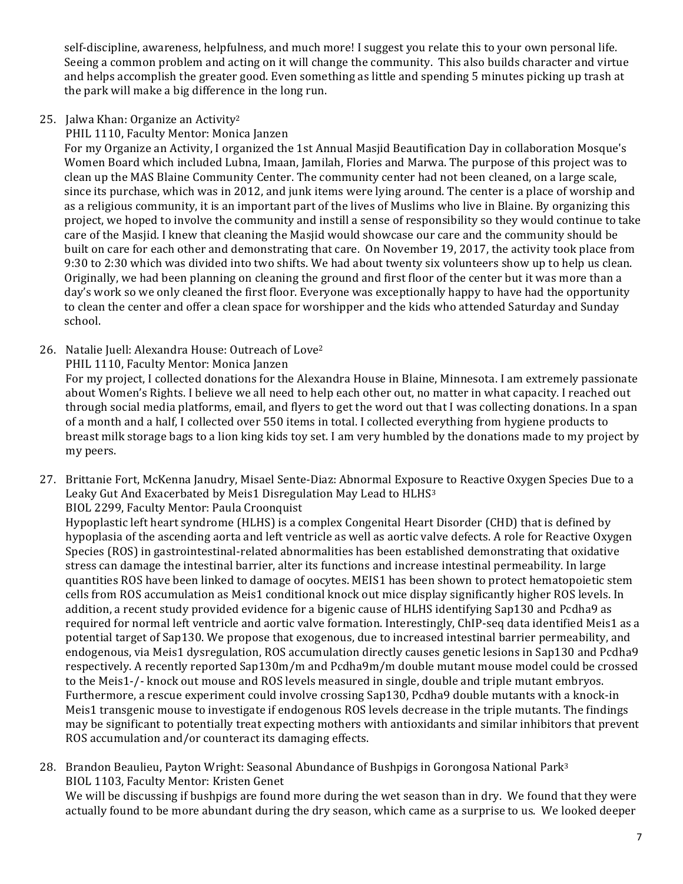self-discipline, awareness, helpfulness, and much more! I suggest you relate this to your own personal life. Seeing a common problem and acting on it will change the community. This also builds character and virtue and helps accomplish the greater good. Even something as little and spending 5 minutes picking up trash at the park will make a big difference in the long run.

25. Jalwa Khan: Organize an Activity[2]
    PHIL 1110, Faculty Mentor: Monica Janzen
    For my Organize an Activity, I organized the 1st Annual Masjid Beautification Day in collaboration Mosque's Women Board which included Lubna, Imaan, Jamilah, Flories and Marwa. The purpose of this project was to clean up the MAS Blaine Community Center. The community center had not been cleaned, on a large scale, since its purchase, which was in 2012, and junk items were lying around. The center is a place of worship and as a religious community, it is an important part of the lives of Muslims who live in Blaine. By organizing this project, we hoped to involve the community and instill a sense of responsibility so they would continue to take care of the Masjid. I knew that cleaning the Masjid would showcase our care and the community should be built on care for each other and demonstrating that care. On November 19, 2017, the activity took place from 9:30 to 2:30 which was divided into two shifts. We had about twenty six volunteers show up to help us clean. Originally, we had been planning on cleaning the ground and first floor of the center but it was more than a day's work so we only cleaned the first floor. Everyone was exceptionally happy to have had the opportunity to clean the center and offer a clean space for worshipper and the kids who attended Saturday and Sunday school.

26. Natalie Juell: Alexandra House: Outreach of Love[2]
    PHIL 1110, Faculty Mentor: Monica Janzen
    For my project, I collected donations for the Alexandra House in Blaine, Minnesota. I am extremely passionate about Women's Rights. I believe we all need to help each other out, no matter in what capacity. I reached out through social media platforms, email, and flyers to get the word out that I was collecting donations. In a span of a month and a half, I collected over 550 items in total. I collected everything from hygiene products to breast milk storage bags to a lion king kids toy set. I am very humbled by the donations made to my project by my peers.

27. Brittanie Fort, McKenna Janudry, Misael Sente-Diaz: Abnormal Exposure to Reactive Oxygen Species Due to a Leaky Gut And Exacerbated by Meis1 Disregulation May Lead to HLHS[3]
    BIOL 2299, Faculty Mentor: Paula Croonquist
    Hypoplastic left heart syndrome (HLHS) is a complex Congenital Heart Disorder (CHD) that is defined by hypoplasia of the ascending aorta and left ventricle as well as aortic valve defects. A role for Reactive Oxygen Species (ROS) in gastrointestinal-related abnormalities has been established demonstrating that oxidative stress can damage the intestinal barrier, alter its functions and increase intestinal permeability. In large quantities ROS have been linked to damage of oocytes. MEIS1 has been shown to protect hematopoietic stem cells from ROS accumulation as Meis1 conditional knock out mice display significantly higher ROS levels. In addition, a recent study provided evidence for a bigenic cause of HLHS identifying Sap130 and Pcdha9 as required for normal left ventricle and aortic valve formation. Interestingly, ChIP-seq data identified Meis1 as a potential target of Sap130. We propose that exogenous, due to increased intestinal barrier permeability, and endogenous, via Meis1 dysregulation, ROS accumulation directly causes genetic lesions in Sap130 and Pcdha9 respectively. A recently reported $Sap130^{m/m}$ and $Pcdha9^{m/m}$ double mutant mouse model could be crossed to the $Meis1^{-/-}$ knock out mouse and ROS levels measured in single, double and triple mutant embryos. Furthermore, a rescue experiment could involve crossing Sap130, Pcdha9 double mutants with a knock-in Meis1 transgenic mouse to investigate if endogenous ROS levels decrease in the triple mutants. The findings may be significant to potentially treat expecting mothers with antioxidants and similar inhibitors that prevent ROS accumulation and/or counteract its damaging effects.

28. Brandon Beaulieu, Payton Wright: Seasonal Abundance of Bushpigs in Gorongosa National Park[3]
    BIOL 1103, Faculty Mentor: Kristen Genet
    We will be discussing if bushpigs are found more during the wet season than in dry. We found that they were actually found to be more abundant during the dry season, which came as a surprise to us. We looked deeper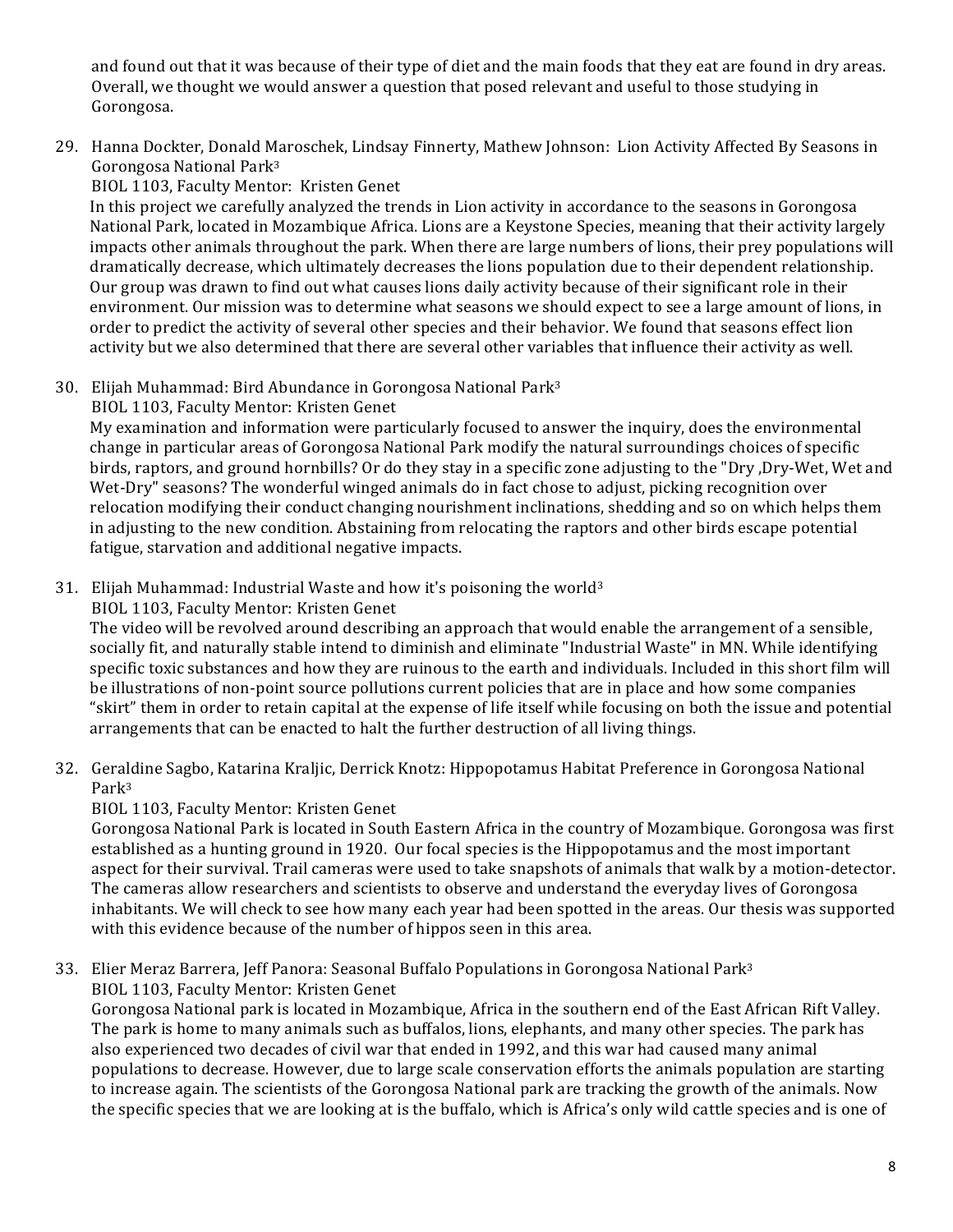and found out that it was because of their type of diet and the main foods that they eat are found in dry areas. Overall, we thought we would answer a question that posed relevant and useful to those studying in Gorongosa.

29. Hanna Dockter, Donald Maroschek, Lindsay Finnerty, Mathew Johnson: Lion Activity Affected By Seasons in Gorongosa National Park[3]
   BIOL 1103, Faculty Mentor: Kristen Genet
   In this project we carefully analyzed the trends in Lion activity in accordance to the seasons in Gorongosa National Park, located in Mozambique Africa. Lions are a Keystone Species, meaning that their activity largely impacts other animals throughout the park. When there are large numbers of lions, their prey populations will dramatically decrease, which ultimately decreases the lions population due to their dependent relationship. Our group was drawn to find out what causes lions daily activity because of their significant role in their environment. Our mission was to determine what seasons we should expect to see a large amount of lions, in order to predict the activity of several other species and their behavior. We found that seasons effect lion activity but we also determined that there are several other variables that influence their activity as well.

30. Elijah Muhammad: Bird Abundance in Gorongosa National Park[3]
   BIOL 1103, Faculty Mentor: Kristen Genet
   My examination and information were particularly focused to answer the inquiry, does the environmental change in particular areas of Gorongosa National Park modify the natural surroundings choices of specific birds, raptors, and ground hornbills? Or do they stay in a specific zone adjusting to the "Dry ,Dry-Wet, Wet and Wet-Dry" seasons? The wonderful winged animals do in fact chose to adjust, picking recognition over relocation modifying their conduct changing nourishment inclinations, shedding and so on which helps them in adjusting to the new condition. Abstaining from relocating the raptors and other birds escape potential fatigue, starvation and additional negative impacts.

31. Elijah Muhammad: Industrial Waste and how it's poisoning the world[3]
   BIOL 1103, Faculty Mentor: Kristen Genet
   The video will be revolved around describing an approach that would enable the arrangement of a sensible, socially fit, and naturally stable intend to diminish and eliminate "Industrial Waste" in MN. While identifying specific toxic substances and how they are ruinous to the earth and individuals. Included in this short film will be illustrations of non-point source pollutions current policies that are in place and how some companies "skirt" them in order to retain capital at the expense of life itself while focusing on both the issue and potential arrangements that can be enacted to halt the further destruction of all living things.

32. Geraldine Sagbo, Katarina Kraljic, Derrick Knotz: Hippopotamus Habitat Preference in Gorongosa National Park[3]
   BIOL 1103, Faculty Mentor: Kristen Genet
   Gorongosa National Park is located in South Eastern Africa in the country of Mozambique. Gorongosa was first established as a hunting ground in 1920. Our focal species is the Hippopotamus and the most important aspect for their survival. Trail cameras were used to take snapshots of animals that walk by a motion-detector. The cameras allow researchers and scientists to observe and understand the everyday lives of Gorongosa inhabitants. We will check to see how many each year had been spotted in the areas. Our thesis was supported with this evidence because of the number of hippos seen in this area.

33. Elier Meraz Barrera, Jeff Panora: Seasonal Buffalo Populations in Gorongosa National Park[3]
   BIOL 1103, Faculty Mentor: Kristen Genet
   Gorongosa National park is located in Mozambique, Africa in the southern end of the East African Rift Valley. The park is home to many animals such as buffalos, lions, elephants, and many other species. The park has also experienced two decades of civil war that ended in 1992, and this war had caused many animal populations to decrease. However, due to large scale conservation efforts the animals population are starting to increase again. The scientists of the Gorongosa National park are tracking the growth of the animals. Now the specific species that we are looking at is the buffalo, which is Africa's only wild cattle species and is one of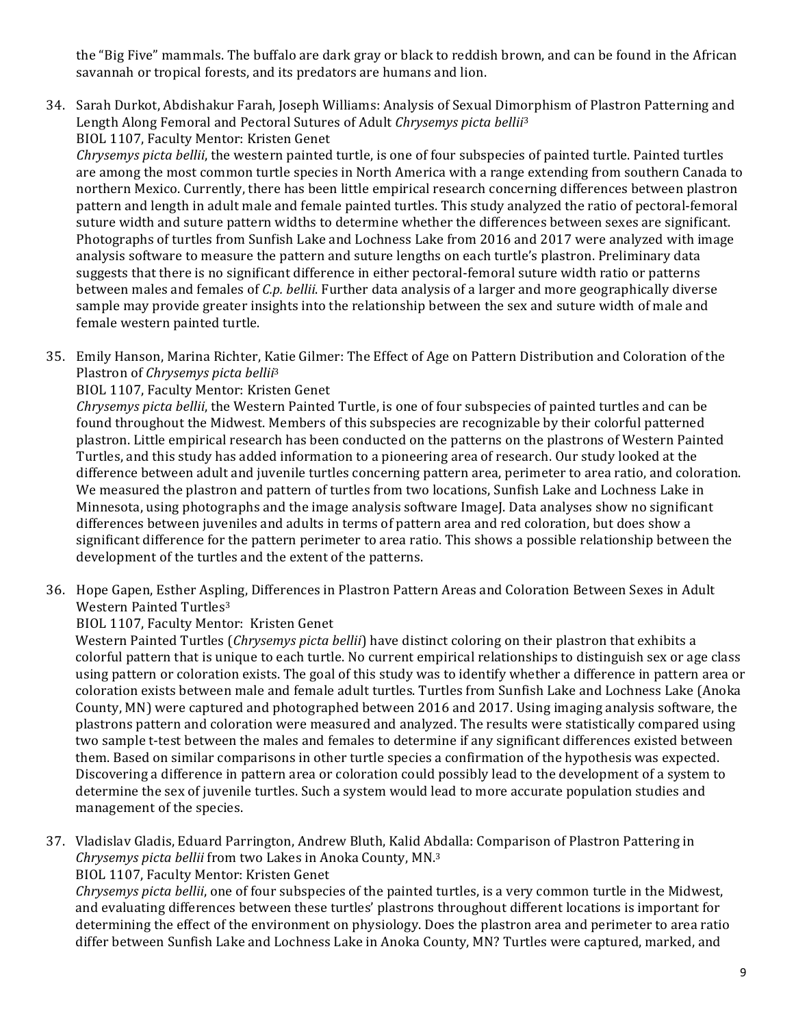the "Big Five" mammals. The buffalo are dark gray or black to reddish brown, and can be found in the African savannah or tropical forests, and its predators are humans and lion.

34. Sarah Durkot, Abdishakur Farah, Joseph Williams: Analysis of Sexual Dimorphism of Plastron Patterning and Length Along Femoral and Pectoral Sutures of Adult *Chrysemys picta bellii*[3]
BIOL 1107, Faculty Mentor: Kristen Genet
*Chrysemys picta bellii*, the western painted turtle, is one of four subspecies of painted turtle. Painted turtles are among the most common turtle species in North America with a range extending from southern Canada to northern Mexico. Currently, there has been little empirical research concerning differences between plastron pattern and length in adult male and female painted turtles. This study analyzed the ratio of pectoral-femoral suture width and suture pattern widths to determine whether the differences between sexes are significant. Photographs of turtles from Sunfish Lake and Lochness Lake from 2016 and 2017 were analyzed with image analysis software to measure the pattern and suture lengths on each turtle's plastron. Preliminary data suggests that there is no significant difference in either pectoral-femoral suture width ratio or patterns between males and females of *C.p. bellii*. Further data analysis of a larger and more geographically diverse sample may provide greater insights into the relationship between the sex and suture width of male and female western painted turtle.

35. Emily Hanson, Marina Richter, Katie Gilmer: The Effect of Age on Pattern Distribution and Coloration of the Plastron of *Chrysemys picta bellii*[3]
BIOL 1107, Faculty Mentor: Kristen Genet
*Chrysemys picta bellii*, the Western Painted Turtle, is one of four subspecies of painted turtles and can be found throughout the Midwest. Members of this subspecies are recognizable by their colorful patterned plastron. Little empirical research has been conducted on the patterns on the plastrons of Western Painted Turtles, and this study has added information to a pioneering area of research. Our study looked at the difference between adult and juvenile turtles concerning pattern area, perimeter to area ratio, and coloration. We measured the plastron and pattern of turtles from two locations, Sunfish Lake and Lochness Lake in Minnesota, using photographs and the image analysis software ImageJ. Data analyses show no significant differences between juveniles and adults in terms of pattern area and red coloration, but does show a significant difference for the pattern perimeter to area ratio. This shows a possible relationship between the development of the turtles and the extent of the patterns.

36. Hope Gapen, Esther Aspling, Differences in Plastron Pattern Areas and Coloration Between Sexes in Adult Western Painted Turtles[3]
BIOL 1107, Faculty Mentor: Kristen Genet
Western Painted Turtles (*Chrysemys picta bellii*) have distinct coloring on their plastron that exhibits a colorful pattern that is unique to each turtle. No current empirical relationships to distinguish sex or age class using pattern or coloration exists. The goal of this study was to identify whether a difference in pattern area or coloration exists between male and female adult turtles. Turtles from Sunfish Lake and Lochness Lake (Anoka County, MN) were captured and photographed between 2016 and 2017. Using imaging analysis software, the plastrons pattern and coloration were measured and analyzed. The results were statistically compared using two sample t-test between the males and females to determine if any significant differences existed between them. Based on similar comparisons in other turtle species a confirmation of the hypothesis was expected. Discovering a difference in pattern area or coloration could possibly lead to the development of a system to determine the sex of juvenile turtles. Such a system would lead to more accurate population studies and management of the species.

37. Vladislav Gladis, Eduard Parrington, Andrew Bluth, Kalid Abdalla: Comparison of Plastron Pattering in *Chrysemys picta bellii* from two Lakes in Anoka County, MN.[3]
BIOL 1107, Faculty Mentor: Kristen Genet
*Chrysemys picta bellii*, one of four subspecies of the painted turtles, is a very common turtle in the Midwest, and evaluating differences between these turtles' plastrons throughout different locations is important for determining the effect of the environment on physiology. Does the plastron area and perimeter to area ratio differ between Sunfish Lake and Lochness Lake in Anoka County, MN? Turtles were captured, marked, and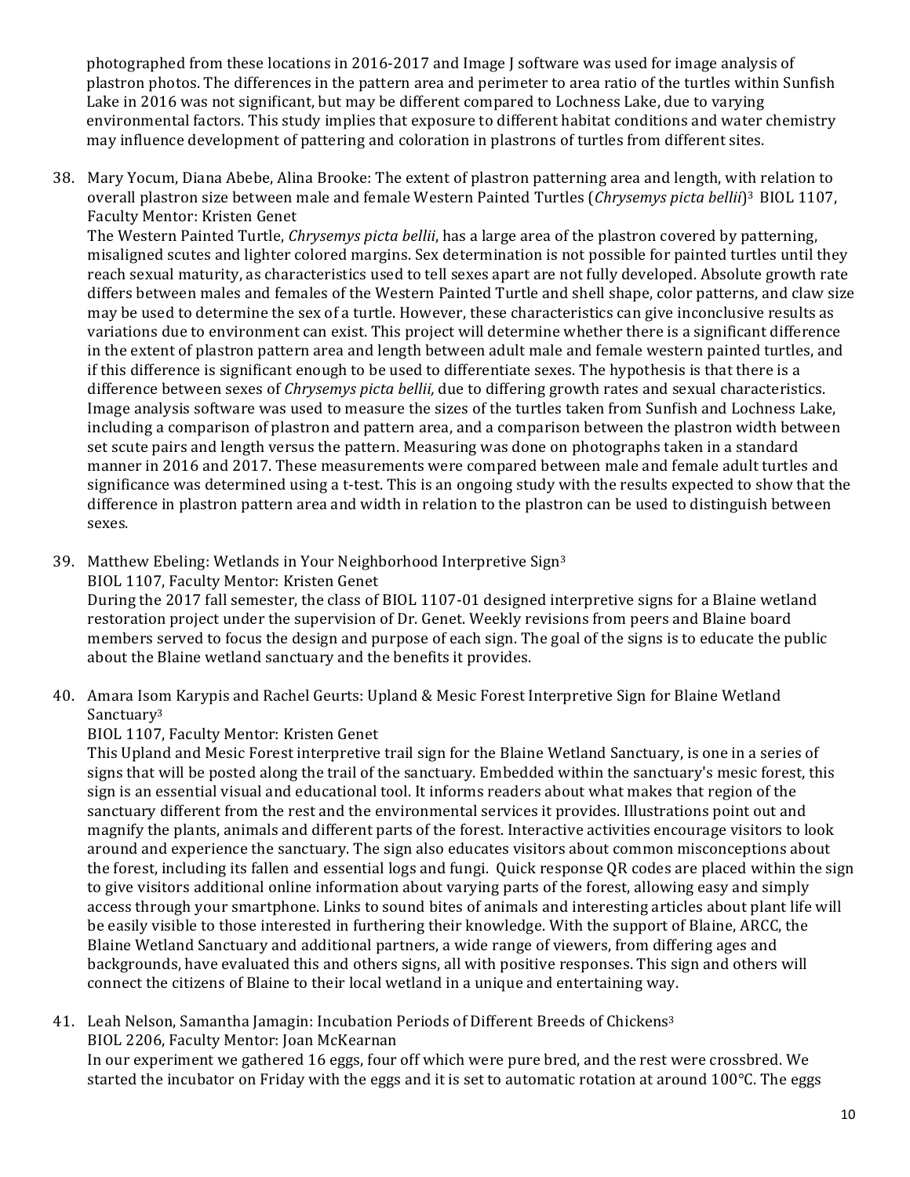photographed from these locations in 2016-2017 and Image J software was used for image analysis of plastron photos. The differences in the pattern area and perimeter to area ratio of the turtles within Sunfish Lake in 2016 was not significant, but may be different compared to Lochness Lake, due to varying environmental factors. This study implies that exposure to different habitat conditions and water chemistry may influence development of pattering and coloration in plastrons of turtles from different sites.

38. Mary Yocum, Diana Abebe, Alina Brooke: The extent of plastron patterning area and length, with relation to overall plastron size between male and female Western Painted Turtles (*Chrysemys picta bellii*)[3] BIOL 1107, Faculty Mentor: Kristen Genet
    The Western Painted Turtle, *Chrysemys picta bellii*, has a large area of the plastron covered by patterning, misaligned scutes and lighter colored margins. Sex determination is not possible for painted turtles until they reach sexual maturity, as characteristics used to tell sexes apart are not fully developed. Absolute growth rate differs between males and females of the Western Painted Turtle and shell shape, color patterns, and claw size may be used to determine the sex of a turtle. However, these characteristics can give inconclusive results as variations due to environment can exist. This project will determine whether there is a significant difference in the extent of plastron pattern area and length between adult male and female western painted turtles, and if this difference is significant enough to be used to differentiate sexes. The hypothesis is that there is a difference between sexes of *Chrysemys picta bellii,* due to differing growth rates and sexual characteristics. Image analysis software was used to measure the sizes of the turtles taken from Sunfish and Lochness Lake, including a comparison of plastron and pattern area, and a comparison between the plastron width between set scute pairs and length versus the pattern. Measuring was done on photographs taken in a standard manner in 2016 and 2017. These measurements were compared between male and female adult turtles and significance was determined using a t-test. This is an ongoing study with the results expected to show that the difference in plastron pattern area and width in relation to the plastron can be used to distinguish between sexes.

39. Matthew Ebeling: Wetlands in Your Neighborhood Interpretive Sign[3]
    BIOL 1107, Faculty Mentor: Kristen Genet
    During the 2017 fall semester, the class of BIOL 1107-01 designed interpretive signs for a Blaine wetland restoration project under the supervision of Dr. Genet. Weekly revisions from peers and Blaine board members served to focus the design and purpose of each sign. The goal of the signs is to educate the public about the Blaine wetland sanctuary and the benefits it provides.

40. Amara Isom Karypis and Rachel Geurts: Upland & Mesic Forest Interpretive Sign for Blaine Wetland Sanctuary[3]
    BIOL 1107, Faculty Mentor: Kristen Genet
    This Upland and Mesic Forest interpretive trail sign for the Blaine Wetland Sanctuary, is one in a series of signs that will be posted along the trail of the sanctuary. Embedded within the sanctuary's mesic forest, this sign is an essential visual and educational tool. It informs readers about what makes that region of the sanctuary different from the rest and the environmental services it provides. Illustrations point out and magnify the plants, animals and different parts of the forest. Interactive activities encourage visitors to look around and experience the sanctuary. The sign also educates visitors about common misconceptions about the forest, including its fallen and essential logs and fungi. Quick response QR codes are placed within the sign to give visitors additional online information about varying parts of the forest, allowing easy and simply access through your smartphone. Links to sound bites of animals and interesting articles about plant life will be easily visible to those interested in furthering their knowledge. With the support of Blaine, ARCC, the Blaine Wetland Sanctuary and additional partners, a wide range of viewers, from differing ages and backgrounds, have evaluated this and others signs, all with positive responses. This sign and others will connect the citizens of Blaine to their local wetland in a unique and entertaining way.

41. Leah Nelson, Samantha Jamagin: Incubation Periods of Different Breeds of Chickens[3]
    BIOL 2206, Faculty Mentor: Joan McKearnan
    In our experiment we gathered 16 eggs, four off which were pure bred, and the rest were crossbred. We started the incubator on Friday with the eggs and it is set to automatic rotation at around 100°C. The eggs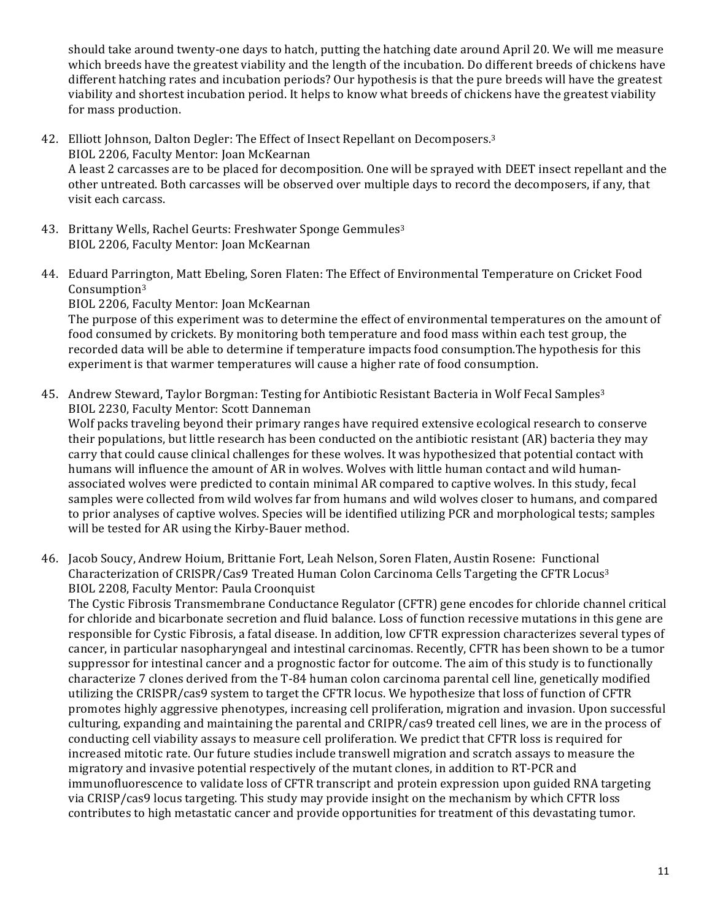should take around twenty-one days to hatch, putting the hatching date around April 20. We will me measure which breeds have the greatest viability and the length of the incubation. Do different breeds of chickens have different hatching rates and incubation periods? Our hypothesis is that the pure breeds will have the greatest viability and shortest incubation period. It helps to know what breeds of chickens have the greatest viability for mass production.

42. Elliott Johnson, Dalton Degler: The Effect of Insect Repellant on Decomposers.[3]
    BIOL 2206, Faculty Mentor: Joan McKearnan
    A least 2 carcasses are to be placed for decomposition. One will be sprayed with DEET insect repellant and the other untreated. Both carcasses will be observed over multiple days to record the decomposers, if any, that visit each carcass.

43. Brittany Wells, Rachel Geurts: Freshwater Sponge Gemmules[3]
    BIOL 2206, Faculty Mentor: Joan McKearnan

44. Eduard Parrington, Matt Ebeling, Soren Flaten: The Effect of Environmental Temperature on Cricket Food Consumption[3]
    BIOL 2206, Faculty Mentor: Joan McKearnan
    The purpose of this experiment was to determine the effect of environmental temperatures on the amount of food consumed by crickets. By monitoring both temperature and food mass within each test group, the recorded data will be able to determine if temperature impacts food consumption.The hypothesis for this experiment is that warmer temperatures will cause a higher rate of food consumption.

45. Andrew Steward, Taylor Borgman: Testing for Antibiotic Resistant Bacteria in Wolf Fecal Samples[3]
    BIOL 2230, Faculty Mentor: Scott Danneman
    Wolf packs traveling beyond their primary ranges have required extensive ecological research to conserve their populations, but little research has been conducted on the antibiotic resistant (AR) bacteria they may carry that could cause clinical challenges for these wolves. It was hypothesized that potential contact with humans will influence the amount of AR in wolves. Wolves with little human contact and wild human-associated wolves were predicted to contain minimal AR compared to captive wolves. In this study, fecal samples were collected from wild wolves far from humans and wild wolves closer to humans, and compared to prior analyses of captive wolves. Species will be identified utilizing PCR and morphological tests; samples will be tested for AR using the Kirby-Bauer method.

46. Jacob Soucy, Andrew Hoium, Brittanie Fort, Leah Nelson, Soren Flaten, Austin Rosene: Functional Characterization of CRISPR/Cas9 Treated Human Colon Carcinoma Cells Targeting the CFTR Locus[3]
    BIOL 2208, Faculty Mentor: Paula Croonquist
    The Cystic Fibrosis Transmembrane Conductance Regulator (CFTR) gene encodes for chloride channel critical for chloride and bicarbonate secretion and fluid balance. Loss of function recessive mutations in this gene are responsible for Cystic Fibrosis, a fatal disease. In addition, low CFTR expression characterizes several types of cancer, in particular nasopharyngeal and intestinal carcinomas. Recently, CFTR has been shown to be a tumor suppressor for intestinal cancer and a prognostic factor for outcome. The aim of this study is to functionally characterize 7 clones derived from the T-84 human colon carcinoma parental cell line, genetically modified utilizing the CRISPR/cas9 system to target the CFTR locus. We hypothesize that loss of function of CFTR promotes highly aggressive phenotypes, increasing cell proliferation, migration and invasion. Upon successful culturing, expanding and maintaining the parental and CRIPR/cas9 treated cell lines, we are in the process of conducting cell viability assays to measure cell proliferation. We predict that CFTR loss is required for increased mitotic rate. Our future studies include transwell migration and scratch assays to measure the migratory and invasive potential respectively of the mutant clones, in addition to RT-PCR and immunofluorescence to validate loss of CFTR transcript and protein expression upon guided RNA targeting via CRISP/cas9 locus targeting. This study may provide insight on the mechanism by which CFTR loss contributes to high metastatic cancer and provide opportunities for treatment of this devastating tumor.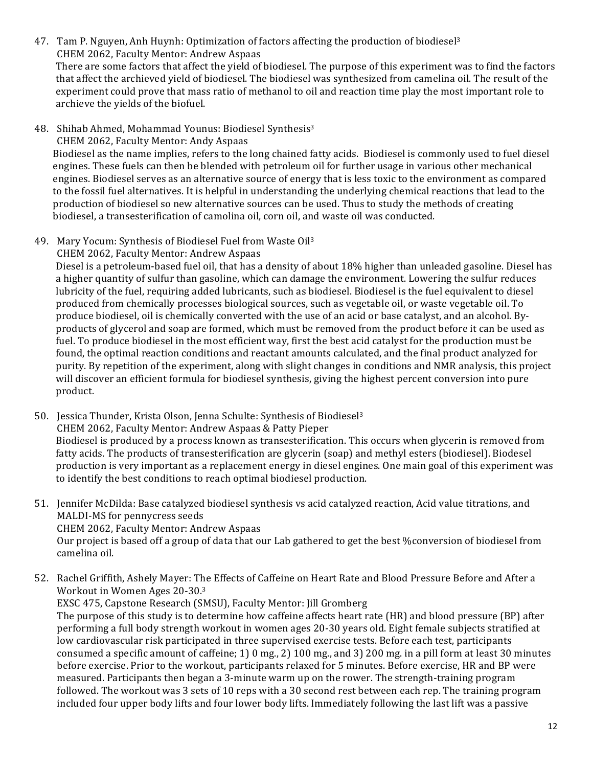47. Tam P. Nguyen, Anh Huynh: Optimization of factors affecting the production of biodiesel[3]
    CHEM 2062, Faculty Mentor: Andrew Aspaas
    There are some factors that affect the yield of biodiesel. The purpose of this experiment was to find the factors that affect the archieved yield of biodiesel. The biodiesel was synthesized from camelina oil. The result of the experiment could prove that mass ratio of methanol to oil and reaction time play the most important role to archieve the yields of the biofuel.

48. Shihab Ahmed, Mohammad Younus: Biodiesel Synthesis[3]
    CHEM 2062, Faculty Mentor: Andy Aspaas
    Biodiesel as the name implies, refers to the long chained fatty acids. Biodiesel is commonly used to fuel diesel engines. These fuels can then be blended with petroleum oil for further usage in various other mechanical engines. Biodiesel serves as an alternative source of energy that is less toxic to the environment as compared to the fossil fuel alternatives. It is helpful in understanding the underlying chemical reactions that lead to the production of biodiesel so new alternative sources can be used. Thus to study the methods of creating biodiesel, a transesterification of camolina oil, corn oil, and waste oil was conducted.

49. Mary Yocum: Synthesis of Biodiesel Fuel from Waste Oil[3]
    CHEM 2062, Faculty Mentor: Andrew Aspaas
    Diesel is a petroleum-based fuel oil, that has a density of about 18% higher than unleaded gasoline. Diesel has a higher quantity of sulfur than gasoline, which can damage the environment. Lowering the sulfur reduces lubricity of the fuel, requiring added lubricants, such as biodiesel. Biodiesel is the fuel equivalent to diesel produced from chemically processes biological sources, such as vegetable oil, or waste vegetable oil. To produce biodiesel, oil is chemically converted with the use of an acid or base catalyst, and an alcohol. By-products of glycerol and soap are formed, which must be removed from the product before it can be used as fuel. To produce biodiesel in the most efficient way, first the best acid catalyst for the production must be found, the optimal reaction conditions and reactant amounts calculated, and the final product analyzed for purity. By repetition of the experiment, along with slight changes in conditions and NMR analysis, this project will discover an efficient formula for biodiesel synthesis, giving the highest percent conversion into pure product.

50. Jessica Thunder, Krista Olson, Jenna Schulte: Synthesis of Biodiesel[3]
    CHEM 2062, Faculty Mentor: Andrew Aspaas & Patty Pieper
    Biodiesel is produced by a process known as transesterification. This occurs when glycerin is removed from fatty acids. The products of transesterification are glycerin (soap) and methyl esters (biodiesel). Biodesel production is very important as a replacement energy in diesel engines. One main goal of this experiment was to identify the best conditions to reach optimal biodiesel production.

51. Jennifer McDilda: Base catalyzed biodiesel synthesis vs acid catalyzed reaction, Acid value titrations, and MALDI-MS for pennycress seeds
    CHEM 2062, Faculty Mentor: Andrew Aspaas
    Our project is based off a group of data that our Lab gathered to get the best %conversion of biodiesel from camelina oil.

52. Rachel Griffith, Ashely Mayer: The Effects of Caffeine on Heart Rate and Blood Pressure Before and After a Workout in Women Ages 20-30.[3]
    EXSC 475, Capstone Research (SMSU), Faculty Mentor: Jill Gromberg
    The purpose of this study is to determine how caffeine affects heart rate (HR) and blood pressure (BP) after performing a full body strength workout in women ages 20-30 years old. Eight female subjects stratified at low cardiovascular risk participated in three supervised exercise tests. Before each test, participants consumed a specific amount of caffeine; 1) 0 mg., 2) 100 mg., and 3) 200 mg. in a pill form at least 30 minutes before exercise. Prior to the workout, participants relaxed for 5 minutes. Before exercise, HR and BP were measured. Participants then began a 3-minute warm up on the rower. The strength-training program followed. The workout was 3 sets of 10 reps with a 30 second rest between each rep. The training program included four upper body lifts and four lower body lifts. Immediately following the last lift was a passive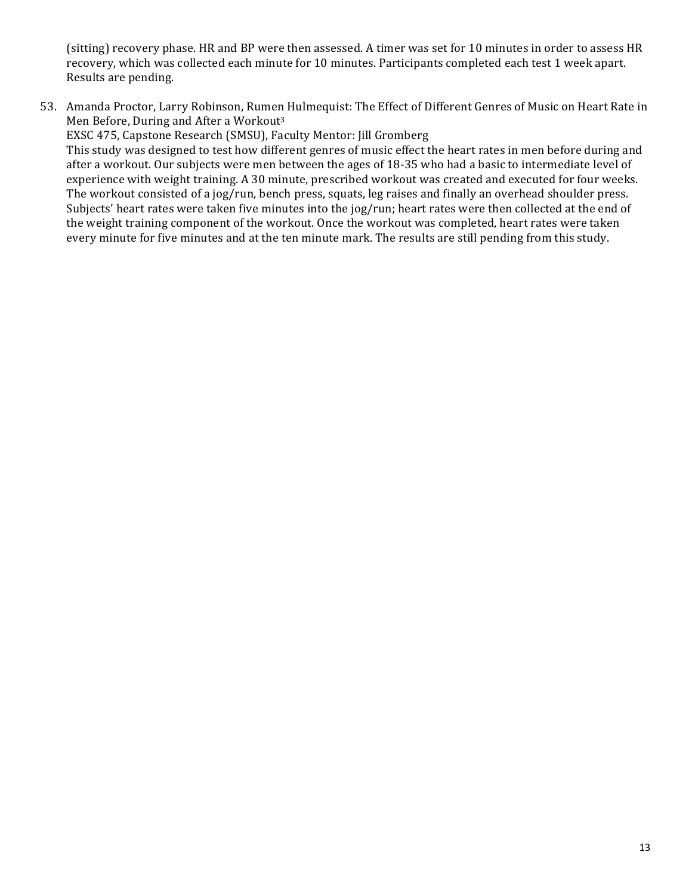(sitting) recovery phase. HR and BP were then assessed. A timer was set for 10 minutes in order to assess HR recovery, which was collected each minute for 10 minutes. Participants completed each test 1 week apart. Results are pending.

53. Amanda Proctor, Larry Robinson, Rumen Hulmequist: The Effect of Different Genres of Music on Heart Rate in Men Before, During and After a Workout[3]
EXSC 475, Capstone Research (SMSU), Faculty Mentor: Jill Gromberg
This study was designed to test how different genres of music effect the heart rates in men before during and after a workout. Our subjects were men between the ages of 18-35 who had a basic to intermediate level of experience with weight training. A 30 minute, prescribed workout was created and executed for four weeks. The workout consisted of a jog/run, bench press, squats, leg raises and finally an overhead shoulder press. Subjects' heart rates were taken five minutes into the jog/run; heart rates were then collected at the end of the weight training component of the workout. Once the workout was completed, heart rates were taken every minute for five minutes and at the ten minute mark. The results are still pending from this study.